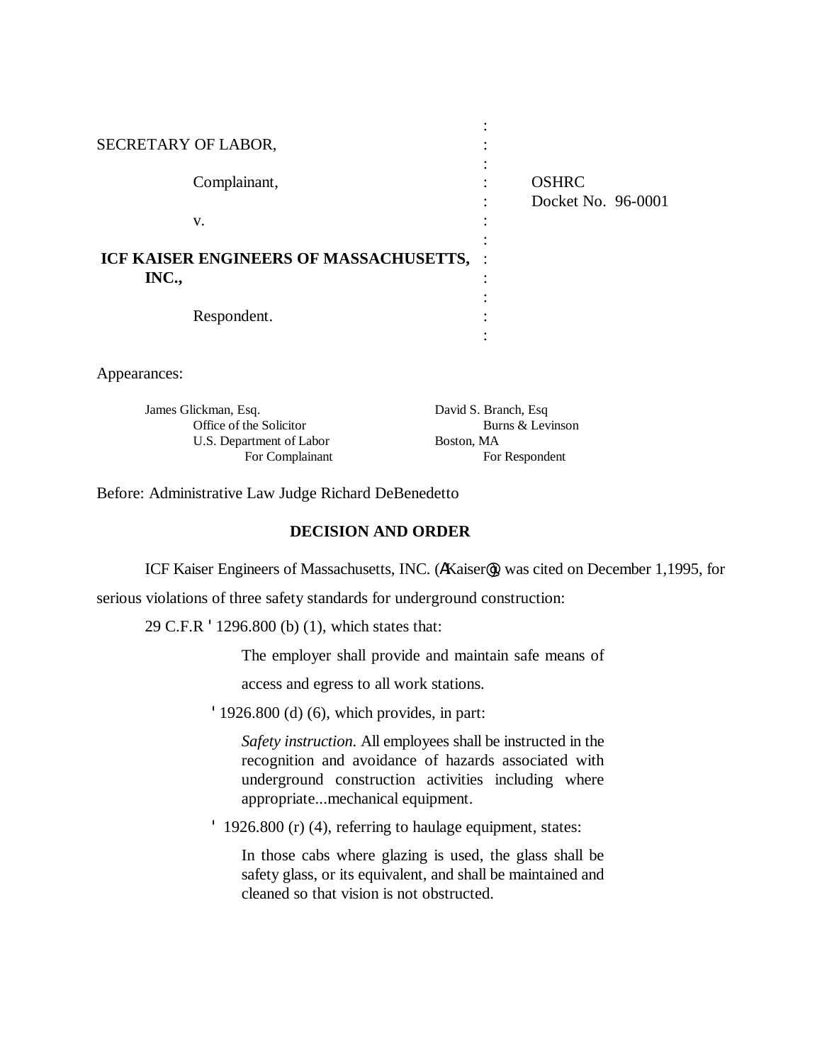SECRETARY OF LABOR,

Complainant,

v.

**ICF KAISER ENGINEERS OF MASSACHUSETTS, INC.,**

Respondent.

OSHRC Docket No. 96-0001

Appearances:

James Glickman, Esq.
Office of the Solicitor
U.S. Department of Labor
For Complainant

David S. Branch, Esq
Burns & Levinson
Boston, MA
For Respondent

Before: Administrative Law Judge Richard DeBenedetto

## DECISION AND ORDER

ICF Kaiser Engineers of Massachusetts, INC. (AKaiser@), was cited on December 1,1995, for serious violations of three safety standards for underground construction:

29 C.F.R ' 1296.800 (b) (1), which states that:

> The employer shall provide and maintain safe means of access and egress to all work stations.

' 1926.800 (d) (6), which provides, in part:

> *Safety instruction.* All employees shall be instructed in the recognition and avoidance of hazards associated with underground construction activities including where appropriate...mechanical equipment.

' 1926.800 (r) (4), referring to haulage equipment, states:

> In those cabs where glazing is used, the glass shall be safety glass, or its equivalent, and shall be maintained and cleaned so that vision is not obstructed.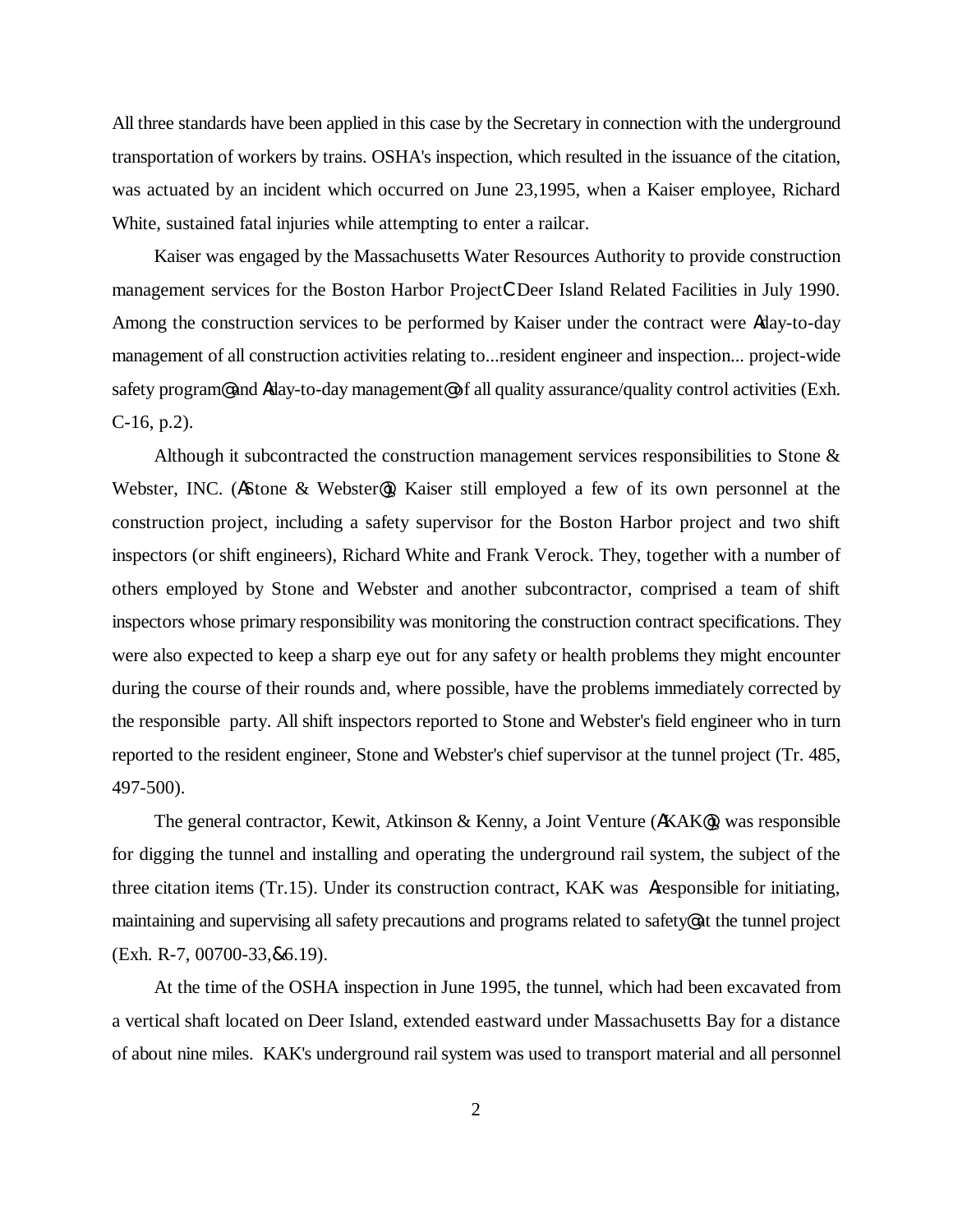All three standards have been applied in this case by the Secretary in connection with the underground transportation of workers by trains. OSHA's inspection, which resulted in the issuance of the citation, was actuated by an incident which occurred on June 23,1995, when a Kaiser employee, Richard White, sustained fatal injuries while attempting to enter a railcar.

Kaiser was engaged by the Massachusetts Water Resources Authority to provide construction management services for the Boston Harbor ProjectC Deer Island Related Facilities in July 1990. Among the construction services to be performed by Kaiser under the contract were Aday-to-day management of all construction activities relating to...resident engineer and inspection... project-wide safety program@ and Aday-to-day management@ of all quality assurance/quality control activities (Exh. C-16, p.2).

Although it subcontracted the construction management services responsibilities to Stone & Webster, INC. (AStone & Webster@), Kaiser still employed a few of its own personnel at the construction project, including a safety supervisor for the Boston Harbor project and two shift inspectors (or shift engineers), Richard White and Frank Verock. They, together with a number of others employed by Stone and Webster and another subcontractor, comprised a team of shift inspectors whose primary responsibility was monitoring the construction contract specifications. They were also expected to keep a sharp eye out for any safety or health problems they might encounter during the course of their rounds and, where possible, have the problems immediately corrected by the responsible party. All shift inspectors reported to Stone and Webster's field engineer who in turn reported to the resident engineer, Stone and Webster's chief supervisor at the tunnel project (Tr. 485, 497-500).

The general contractor, Kewit, Atkinson & Kenny, a Joint Venture (AKAK@), was responsible for digging the tunnel and installing and operating the underground rail system, the subject of the three citation items (Tr.15). Under its construction contract, KAK was Aresponsible for initiating, maintaining and supervising all safety precautions and programs related to safety@ at the tunnel project (Exh. R-7, 00700-33,&6.19).

At the time of the OSHA inspection in June 1995, the tunnel, which had been excavated from a vertical shaft located on Deer Island, extended eastward under Massachusetts Bay for a distance of about nine miles. KAK's underground rail system was used to transport material and all personnel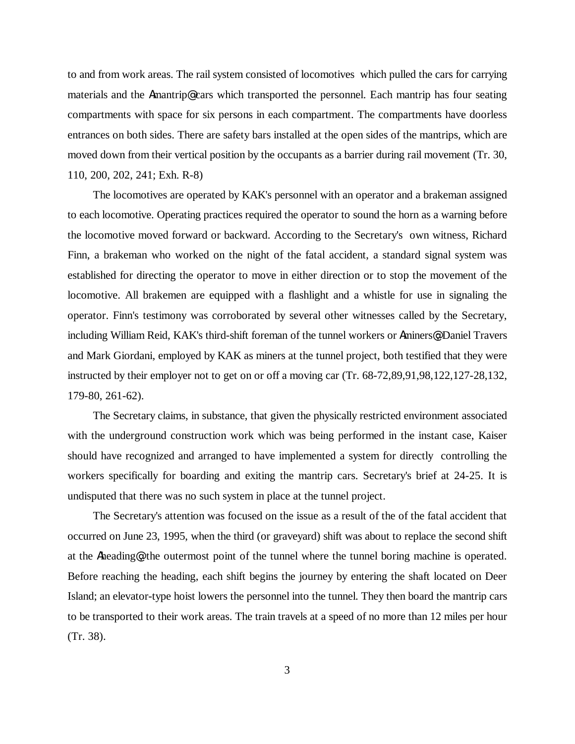to and from work areas. The rail system consisted of locomotives which pulled the cars for carrying materials and the Amantrip@ cars which transported the personnel. Each mantrip has four seating compartments with space for six persons in each compartment. The compartments have doorless entrances on both sides. There are safety bars installed at the open sides of the mantrips, which are moved down from their vertical position by the occupants as a barrier during rail movement (Tr. 30, 110, 200, 202, 241; Exh. R-8)

The locomotives are operated by KAK's personnel with an operator and a brakeman assigned to each locomotive. Operating practices required the operator to sound the horn as a warning before the locomotive moved forward or backward. According to the Secretary's own witness, Richard Finn, a brakeman who worked on the night of the fatal accident, a standard signal system was established for directing the operator to move in either direction or to stop the movement of the locomotive. All brakemen are equipped with a flashlight and a whistle for use in signaling the operator. Finn's testimony was corroborated by several other witnesses called by the Secretary, including William Reid, KAK's third-shift foreman of the tunnel workers or Aminers@ Daniel Travers and Mark Giordani, employed by KAK as miners at the tunnel project, both testified that they were instructed by their employer not to get on or off a moving car (Tr. 68-72,89,91,98,122,127-28,132, 179-80, 261-62).

The Secretary claims, in substance, that given the physically restricted environment associated with the underground construction work which was being performed in the instant case, Kaiser should have recognized and arranged to have implemented a system for directly controlling the workers specifically for boarding and exiting the mantrip cars. Secretary's brief at 24-25. It is undisputed that there was no such system in place at the tunnel project.

The Secretary's attention was focused on the issue as a result of the of the fatal accident that occurred on June 23, 1995, when the third (or graveyard) shift was about to replace the second shift at the Aheading@ the outermost point of the tunnel where the tunnel boring machine is operated. Before reaching the heading, each shift begins the journey by entering the shaft located on Deer Island; an elevator-type hoist lowers the personnel into the tunnel. They then board the mantrip cars to be transported to their work areas. The train travels at a speed of no more than 12 miles per hour (Tr. 38).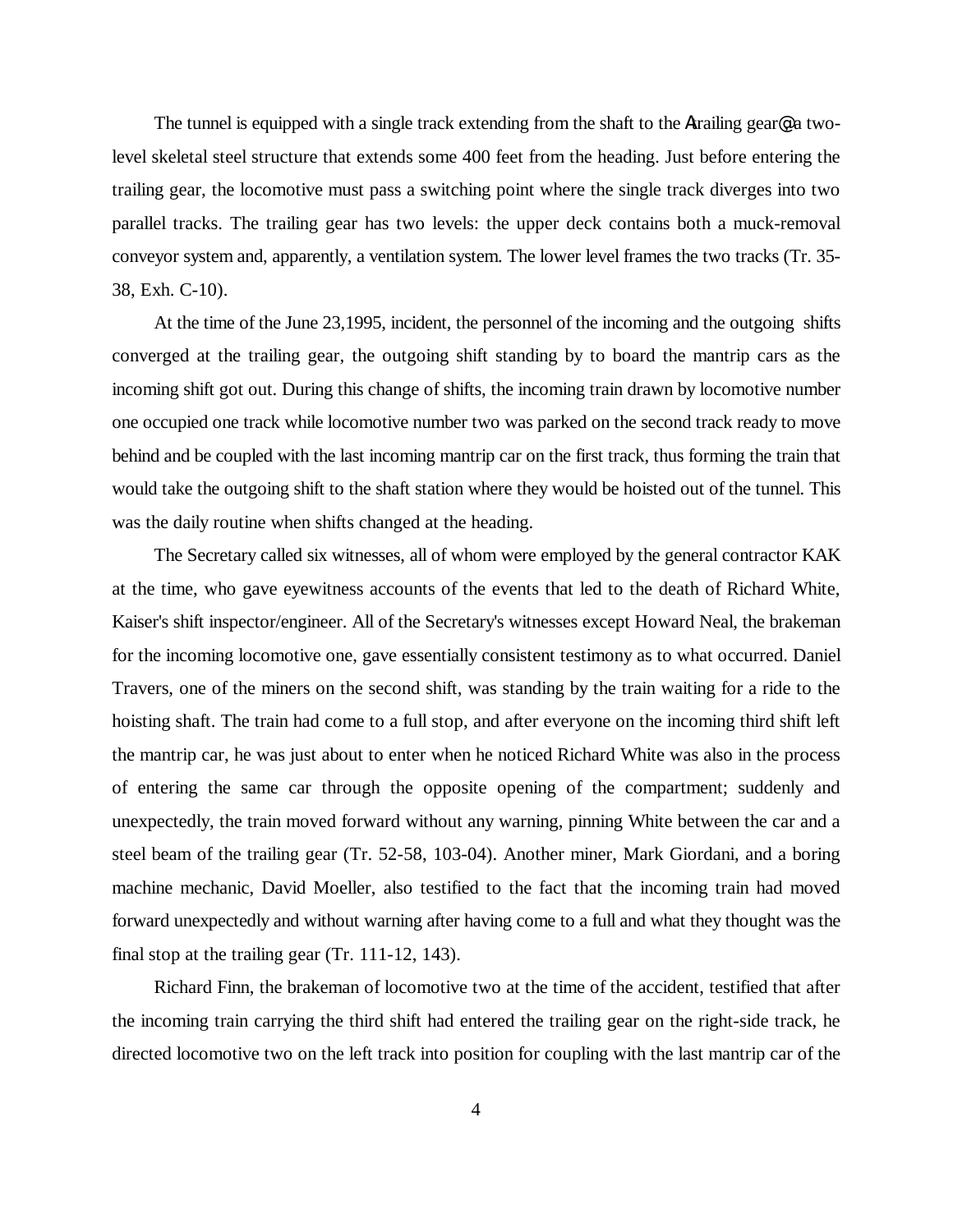The tunnel is equipped with a single track extending from the shaft to the Atrailing gear@ a two-level skeletal steel structure that extends some 400 feet from the heading. Just before entering the trailing gear, the locomotive must pass a switching point where the single track diverges into two parallel tracks. The trailing gear has two levels: the upper deck contains both a muck-removal conveyor system and, apparently, a ventilation system. The lower level frames the two tracks (Tr. 35-38, Exh. C-10).

At the time of the June 23,1995, incident, the personnel of the incoming and the outgoing shifts converged at the trailing gear, the outgoing shift standing by to board the mantrip cars as the incoming shift got out. During this change of shifts, the incoming train drawn by locomotive number one occupied one track while locomotive number two was parked on the second track ready to move behind and be coupled with the last incoming mantrip car on the first track, thus forming the train that would take the outgoing shift to the shaft station where they would be hoisted out of the tunnel. This was the daily routine when shifts changed at the heading.

The Secretary called six witnesses, all of whom were employed by the general contractor KAK at the time, who gave eyewitness accounts of the events that led to the death of Richard White, Kaiser's shift inspector/engineer. All of the Secretary's witnesses except Howard Neal, the brakeman for the incoming locomotive one, gave essentially consistent testimony as to what occurred. Daniel Travers, one of the miners on the second shift, was standing by the train waiting for a ride to the hoisting shaft. The train had come to a full stop, and after everyone on the incoming third shift left the mantrip car, he was just about to enter when he noticed Richard White was also in the process of entering the same car through the opposite opening of the compartment; suddenly and unexpectedly, the train moved forward without any warning, pinning White between the car and a steel beam of the trailing gear (Tr. 52-58, 103-04). Another miner, Mark Giordani, and a boring machine mechanic, David Moeller, also testified to the fact that the incoming train had moved forward unexpectedly and without warning after having come to a full and what they thought was the final stop at the trailing gear (Tr. 111-12, 143).

Richard Finn, the brakeman of locomotive two at the time of the accident, testified that after the incoming train carrying the third shift had entered the trailing gear on the right-side track, he directed locomotive two on the left track into position for coupling with the last mantrip car of the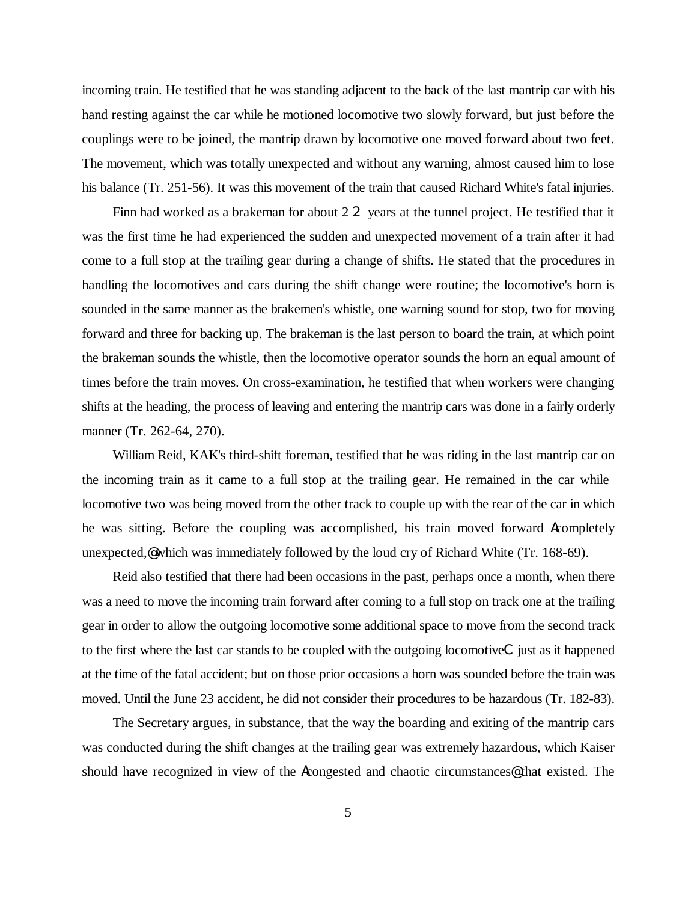incoming train. He testified that he was standing adjacent to the back of the last mantrip car with his hand resting against the car while he motioned locomotive two slowly forward, but just before the couplings were to be joined, the mantrip drawn by locomotive one moved forward about two feet. The movement, which was totally unexpected and without any warning, almost caused him to lose his balance (Tr. 251-56). It was this movement of the train that caused Richard White's fatal injuries.

Finn had worked as a brakeman for about 2 2 years at the tunnel project. He testified that it was the first time he had experienced the sudden and unexpected movement of a train after it had come to a full stop at the trailing gear during a change of shifts. He stated that the procedures in handling the locomotives and cars during the shift change were routine; the locomotive's horn is sounded in the same manner as the brakemen's whistle, one warning sound for stop, two for moving forward and three for backing up. The brakeman is the last person to board the train, at which point the brakeman sounds the whistle, then the locomotive operator sounds the horn an equal amount of times before the train moves. On cross-examination, he testified that when workers were changing shifts at the heading, the process of leaving and entering the mantrip cars was done in a fairly orderly manner (Tr. 262-64, 270).

William Reid, KAK's third-shift foreman, testified that he was riding in the last mantrip car on the incoming train as it came to a full stop at the trailing gear. He remained in the car while locomotive two was being moved from the other track to couple up with the rear of the car in which he was sitting. Before the coupling was accomplished, his train moved forward Acompletely unexpected,@ which was immediately followed by the loud cry of Richard White (Tr. 168-69).

Reid also testified that there had been occasions in the past, perhaps once a month, when there was a need to move the incoming train forward after coming to a full stop on track one at the trailing gear in order to allow the outgoing locomotive some additional space to move from the second track to the first where the last car stands to be coupled with the outgoing locomotiveC just as it happened at the time of the fatal accident; but on those prior occasions a horn was sounded before the train was moved. Until the June 23 accident, he did not consider their procedures to be hazardous (Tr. 182-83).

The Secretary argues, in substance, that the way the boarding and exiting of the mantrip cars was conducted during the shift changes at the trailing gear was extremely hazardous, which Kaiser should have recognized in view of the Acongested and chaotic circumstances@ that existed. The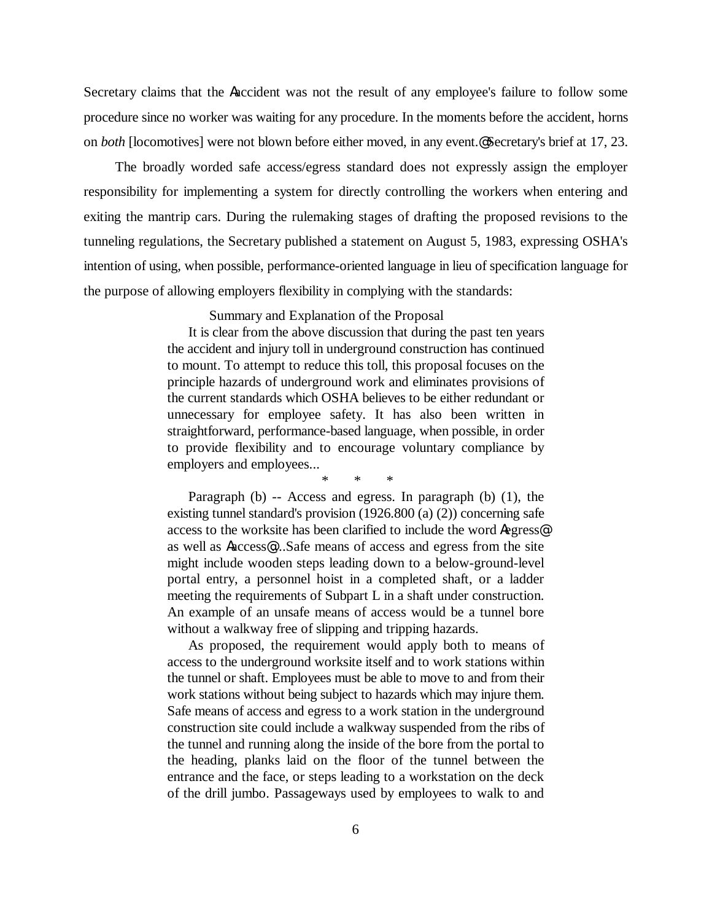Secretary claims that the Aaccident was not the result of any employee's failure to follow some procedure since no worker was waiting for any procedure. In the moments before the accident, horns on *both* [locomotives] were not blown before either moved, in any event.@ Secretary's brief at 17, 23.

The broadly worded safe access/egress standard does not expressly assign the employer responsibility for implementing a system for directly controlling the workers when entering and exiting the mantrip cars. During the rulemaking stages of drafting the proposed revisions to the tunneling regulations, the Secretary published a statement on August 5, 1983, expressing OSHA's intention of using, when possible, performance-oriented language in lieu of specification language for the purpose of allowing employers flexibility in complying with the standards:

> Summary and Explanation of the Proposal
>
> It is clear from the above discussion that during the past ten years the accident and injury toll in underground construction has continued to mount. To attempt to reduce this toll, this proposal focuses on the principle hazards of underground work and eliminates provisions of the current standards which OSHA believes to be either redundant or unnecessary for employee safety. It has also been written in straightforward, performance-based language, when possible, in order to provide flexibility and to encourage voluntary compliance by employers and employees...
>
> \* \* \*
>
> Paragraph (b) -- Access and egress. In paragraph (b) (1), the existing tunnel standard's provision (1926.800 (a) (2)) concerning safe access to the worksite has been clarified to include the word Aegress@ as well as Aaccess@...Safe means of access and egress from the site might include wooden steps leading down to a below-ground-level portal entry, a personnel hoist in a completed shaft, or a ladder meeting the requirements of Subpart L in a shaft under construction. An example of an unsafe means of access would be a tunnel bore without a walkway free of slipping and tripping hazards.
>
> As proposed, the requirement would apply both to means of access to the underground worksite itself and to work stations within the tunnel or shaft. Employees must be able to move to and from their work stations without being subject to hazards which may injure them. Safe means of access and egress to a work station in the underground construction site could include a walkway suspended from the ribs of the tunnel and running along the inside of the bore from the portal to the heading, planks laid on the floor of the tunnel between the entrance and the face, or steps leading to a workstation on the deck of the drill jumbo. Passageways used by employees to walk to and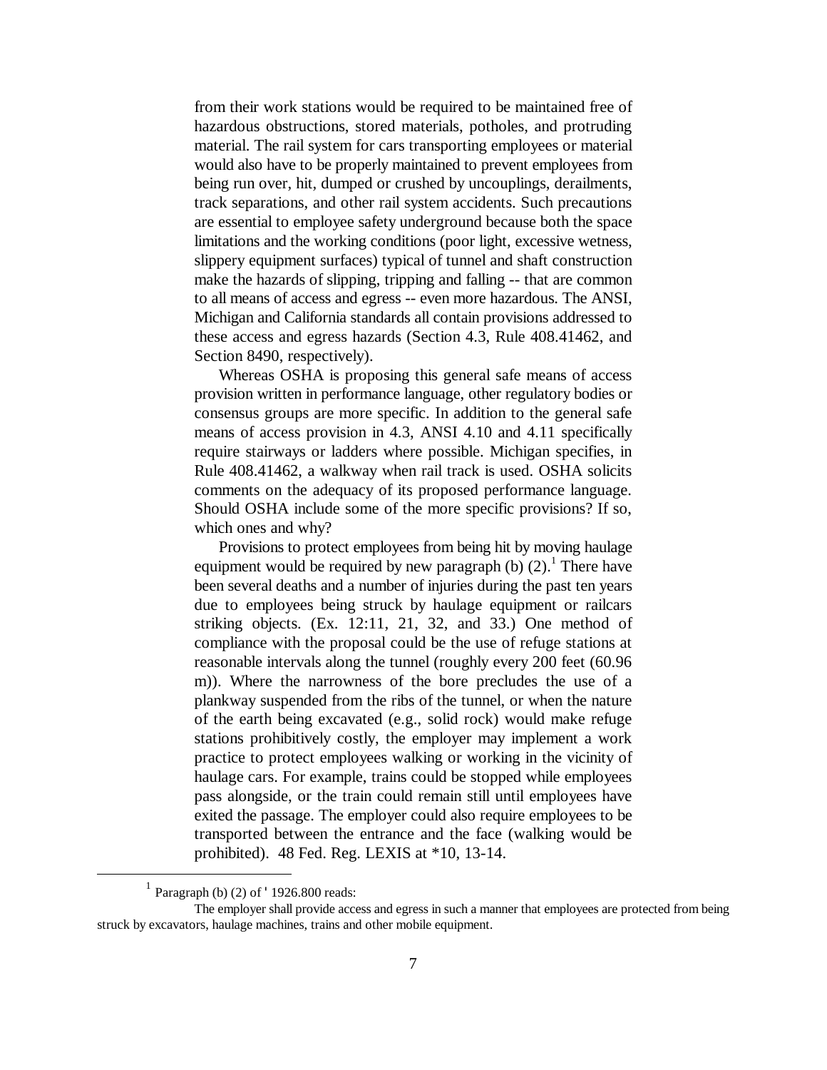from their work stations would be required to be maintained free of hazardous obstructions, stored materials, potholes, and protruding material. The rail system for cars transporting employees or material would also have to be properly maintained to prevent employees from being run over, hit, dumped or crushed by uncouplings, derailments, track separations, and other rail system accidents. Such precautions are essential to employee safety underground because both the space limitations and the working conditions (poor light, excessive wetness, slippery equipment surfaces) typical of tunnel and shaft construction make the hazards of slipping, tripping and falling -- that are common to all means of access and egress -- even more hazardous. The ANSI, Michigan and California standards all contain provisions addressed to these access and egress hazards (Section 4.3, Rule 408.41462, and Section 8490, respectively).

Whereas OSHA is proposing this general safe means of access provision written in performance language, other regulatory bodies or consensus groups are more specific. In addition to the general safe means of access provision in 4.3, ANSI 4.10 and 4.11 specifically require stairways or ladders where possible. Michigan specifies, in Rule 408.41462, a walkway when rail track is used. OSHA solicits comments on the adequacy of its proposed performance language. Should OSHA include some of the more specific provisions? If so, which ones and why?

Provisions to protect employees from being hit by moving haulage equipment would be required by new paragraph (b) (2).[1] There have been several deaths and a number of injuries during the past ten years due to employees being struck by haulage equipment or railcars striking objects. (Ex. 12:11, 21, 32, and 33.) One method of compliance with the proposal could be the use of refuge stations at reasonable intervals along the tunnel (roughly every 200 feet (60.96 m)). Where the narrowness of the bore precludes the use of a plankway suspended from the ribs of the tunnel, or when the nature of the earth being excavated (e.g., solid rock) would make refuge stations prohibitively costly, the employer may implement a work practice to protect employees walking or working in the vicinity of haulage cars. For example, trains could be stopped while employees pass alongside, or the train could remain still until employees have exited the passage. The employer could also require employees to be transported between the entrance and the face (walking would be prohibited). 48 Fed. Reg. LEXIS at *10, 13-14.

[1] Paragraph (b) (2) of ' 1926.800 reads:

The employer shall provide access and egress in such a manner that employees are protected from being struck by excavators, haulage machines, trains and other mobile equipment.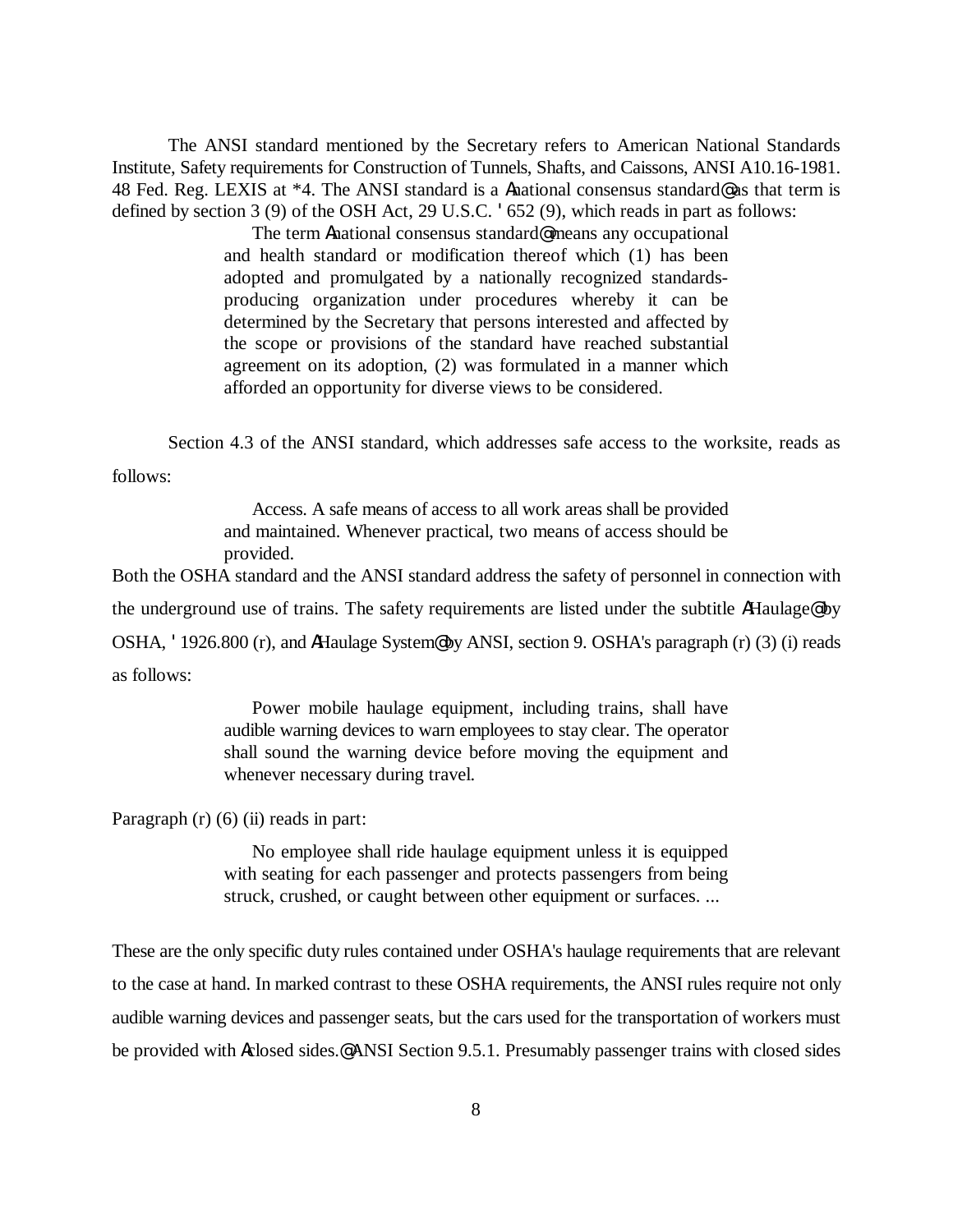The ANSI standard mentioned by the Secretary refers to American National Standards Institute, Safety requirements for Construction of Tunnels, Shafts, and Caissons, ANSI A10.16-1981. 48 Fed. Reg. LEXIS at *4. The ANSI standard is a Anational consensus standard@ as that term is defined by section 3 (9) of the OSH Act, 29 U.S.C. ' 652 (9), which reads in part as follows:

> The term Anational consensus standard@ means any occupational and health standard or modification thereof which (1) has been adopted and promulgated by a nationally recognized standards-producing organization under procedures whereby it can be determined by the Secretary that persons interested and affected by the scope or provisions of the standard have reached substantial agreement on its adoption, (2) was formulated in a manner which afforded an opportunity for diverse views to be considered.

Section 4.3 of the ANSI standard, which addresses safe access to the worksite, reads as follows:

> Access. A safe means of access to all work areas shall be provided and maintained. Whenever practical, two means of access should be provided.

Both the OSHA standard and the ANSI standard address the safety of personnel in connection with the underground use of trains. The safety requirements are listed under the subtitle AHaulage@ by OSHA, ' 1926.800 (r), and AHaulage System@ by ANSI, section 9. OSHA's paragraph (r) (3) (i) reads as follows:

> Power mobile haulage equipment, including trains, shall have audible warning devices to warn employees to stay clear. The operator shall sound the warning device before moving the equipment and whenever necessary during travel.

Paragraph (r) (6) (ii) reads in part:

> No employee shall ride haulage equipment unless it is equipped with seating for each passenger and protects passengers from being struck, crushed, or caught between other equipment or surfaces. ...

These are the only specific duty rules contained under OSHA's haulage requirements that are relevant to the case at hand. In marked contrast to these OSHA requirements, the ANSI rules require not only audible warning devices and passenger seats, but the cars used for the transportation of workers must be provided with Aclosed sides.@ ANSI Section 9.5.1. Presumably passenger trains with closed sides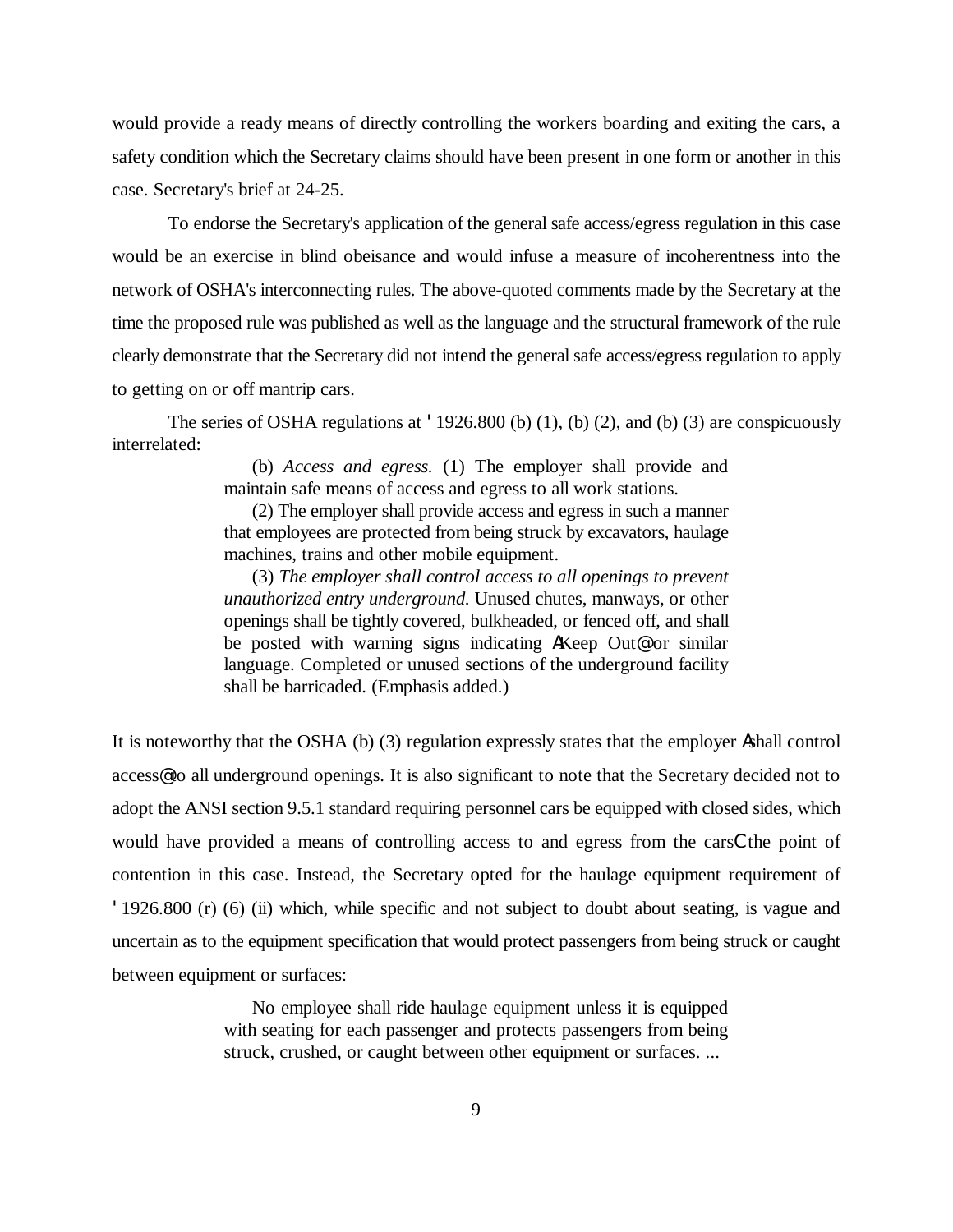would provide a ready means of directly controlling the workers boarding and exiting the cars, a safety condition which the Secretary claims should have been present in one form or another in this case. Secretary's brief at 24-25.

To endorse the Secretary's application of the general safe access/egress regulation in this case would be an exercise in blind obeisance and would infuse a measure of incoherentness into the network of OSHA's interconnecting rules. The above-quoted comments made by the Secretary at the time the proposed rule was published as well as the language and the structural framework of the rule clearly demonstrate that the Secretary did not intend the general safe access/egress regulation to apply to getting on or off mantrip cars.

The series of OSHA regulations at ' 1926.800 (b) (1), (b) (2), and (b) (3) are conspicuously interrelated:

> (b) *Access and egress.* (1) The employer shall provide and maintain safe means of access and egress to all work stations.
>
> (2) The employer shall provide access and egress in such a manner that employees are protected from being struck by excavators, haulage machines, trains and other mobile equipment.
>
> (3) *The employer shall control access to all openings to prevent unauthorized entry underground.* Unused chutes, manways, or other openings shall be tightly covered, bulkheaded, or fenced off, and shall be posted with warning signs indicating AKeep Out@ or similar language. Completed or unused sections of the underground facility shall be barricaded. (Emphasis added.)

It is noteworthy that the OSHA (b) (3) regulation expressly states that the employer Ashall control access@ to all underground openings. It is also significant to note that the Secretary decided not to adopt the ANSI section 9.5.1 standard requiring personnel cars be equipped with closed sides, which would have provided a means of controlling access to and egress from the carsCthe point of contention in this case. Instead, the Secretary opted for the haulage equipment requirement of ' 1926.800 (r) (6) (ii) which, while specific and not subject to doubt about seating, is vague and uncertain as to the equipment specification that would protect passengers from being struck or caught between equipment or surfaces:

> No employee shall ride haulage equipment unless it is equipped with seating for each passenger and protects passengers from being struck, crushed, or caught between other equipment or surfaces. ...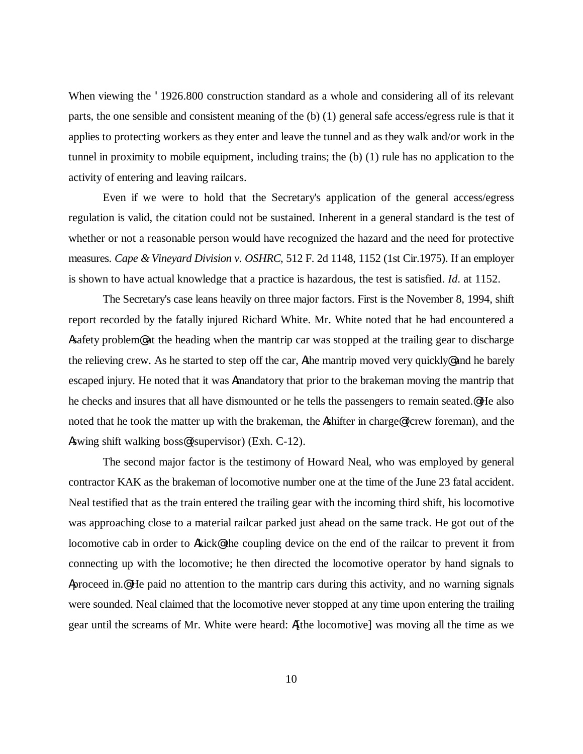When viewing the ' 1926.800 construction standard as a whole and considering all of its relevant parts, the one sensible and consistent meaning of the (b) (1) general safe access/egress rule is that it applies to protecting workers as they enter and leave the tunnel and as they walk and/or work in the tunnel in proximity to mobile equipment, including trains; the (b) (1) rule has no application to the activity of entering and leaving railcars.

Even if we were to hold that the Secretary's application of the general access/egress regulation is valid, the citation could not be sustained. Inherent in a general standard is the test of whether or not a reasonable person would have recognized the hazard and the need for protective measures. *Cape & Vineyard Division v. OSHRC*, 512 F. 2d 1148, 1152 (1st Cir.1975). If an employer is shown to have actual knowledge that a practice is hazardous, the test is satisfied. *Id*. at 1152.

The Secretary's case leans heavily on three major factors. First is the November 8, 1994, shift report recorded by the fatally injured Richard White. Mr. White noted that he had encountered a Asafety problem@ at the heading when the mantrip car was stopped at the trailing gear to discharge the relieving crew. As he started to step off the car, Athe mantrip moved very quickly@ and he barely escaped injury. He noted that it was Amandatory that prior to the brakeman moving the mantrip that he checks and insures that all have dismounted or he tells the passengers to remain seated.@ He also noted that he took the matter up with the brakeman, the Ashifter in charge@ (crew foreman), and the Aswing shift walking boss@ (supervisor) (Exh. C-12).

The second major factor is the testimony of Howard Neal, who was employed by general contractor KAK as the brakeman of locomotive number one at the time of the June 23 fatal accident. Neal testified that as the train entered the trailing gear with the incoming third shift, his locomotive was approaching close to a material railcar parked just ahead on the same track. He got out of the locomotive cab in order to Akick@ the coupling device on the end of the railcar to prevent it from connecting up with the locomotive; he then directed the locomotive operator by hand signals to Aproceed in.@ He paid no attention to the mantrip cars during this activity, and no warning signals were sounded. Neal claimed that the locomotive never stopped at any time upon entering the trailing gear until the screams of Mr. White were heard: A[the locomotive] was moving all the time as we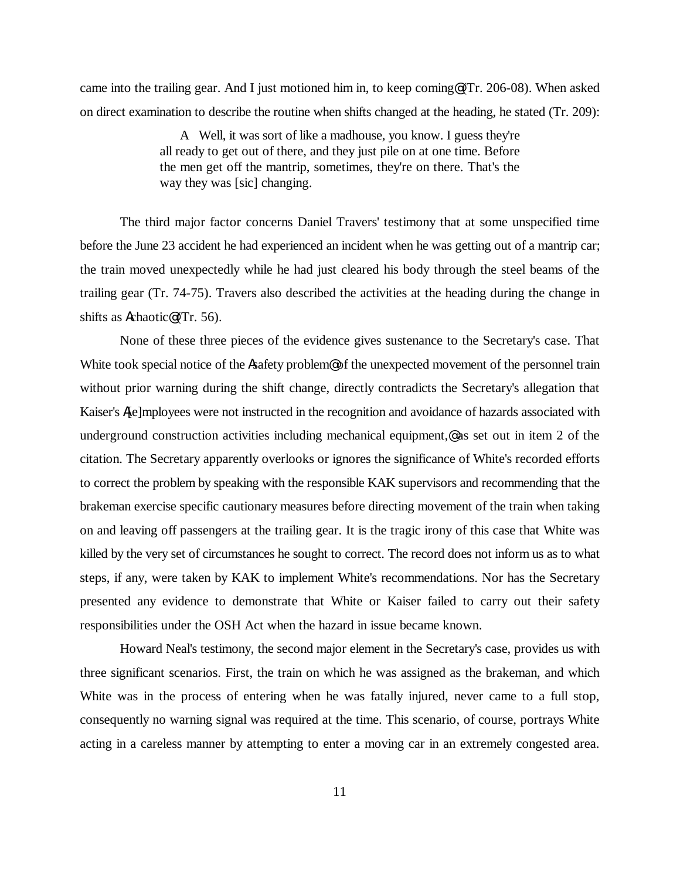came into the trailing gear. And I just motioned him in, to keep coming@ (Tr. 206-08). When asked on direct examination to describe the routine when shifts changed at the heading, he stated (Tr. 209):

> A Well, it was sort of like a madhouse, you know. I guess they're all ready to get out of there, and they just pile on at one time. Before the men get off the mantrip, sometimes, they're on there. That's the way they was [sic] changing.

The third major factor concerns Daniel Travers' testimony that at some unspecified time before the June 23 accident he had experienced an incident when he was getting out of a mantrip car; the train moved unexpectedly while he had just cleared his body through the steel beams of the trailing gear (Tr. 74-75). Travers also described the activities at the heading during the change in shifts as Achaotic@ (Tr. 56).

None of these three pieces of the evidence gives sustenance to the Secretary's case. That White took special notice of the Asafety problem@ of the unexpected movement of the personnel train without prior warning during the shift change, directly contradicts the Secretary's allegation that Kaiser's A[e]mployees were not instructed in the recognition and avoidance of hazards associated with underground construction activities including mechanical equipment,@ as set out in item 2 of the citation. The Secretary apparently overlooks or ignores the significance of White's recorded efforts to correct the problem by speaking with the responsible KAK supervisors and recommending that the brakeman exercise specific cautionary measures before directing movement of the train when taking on and leaving off passengers at the trailing gear. It is the tragic irony of this case that White was killed by the very set of circumstances he sought to correct. The record does not inform us as to what steps, if any, were taken by KAK to implement White's recommendations. Nor has the Secretary presented any evidence to demonstrate that White or Kaiser failed to carry out their safety responsibilities under the OSH Act when the hazard in issue became known.

Howard Neal's testimony, the second major element in the Secretary's case, provides us with three significant scenarios. First, the train on which he was assigned as the brakeman, and which White was in the process of entering when he was fatally injured, never came to a full stop, consequently no warning signal was required at the time. This scenario, of course, portrays White acting in a careless manner by attempting to enter a moving car in an extremely congested area.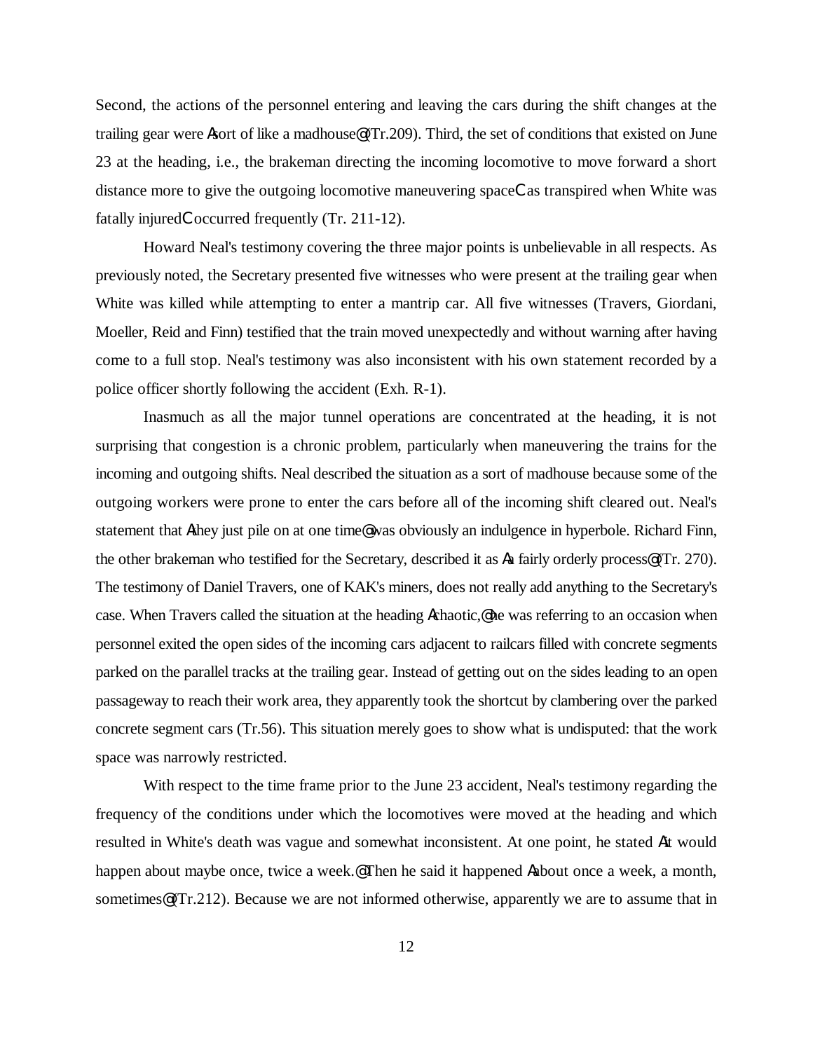Second, the actions of the personnel entering and leaving the cars during the shift changes at the trailing gear were Asort of like a madhouse@ (Tr.209). Third, the set of conditions that existed on June 23 at the heading, i.e., the brakeman directing the incoming locomotive to move forward a short distance more to give the outgoing locomotive maneuvering spaceCas transpired when White was fatally injuredCoccurred frequently (Tr. 211-12).

Howard Neal's testimony covering the three major points is unbelievable in all respects. As previously noted, the Secretary presented five witnesses who were present at the trailing gear when White was killed while attempting to enter a mantrip car. All five witnesses (Travers, Giordani, Moeller, Reid and Finn) testified that the train moved unexpectedly and without warning after having come to a full stop. Neal's testimony was also inconsistent with his own statement recorded by a police officer shortly following the accident (Exh. R-1).

Inasmuch as all the major tunnel operations are concentrated at the heading, it is not surprising that congestion is a chronic problem, particularly when maneuvering the trains for the incoming and outgoing shifts. Neal described the situation as a sort of madhouse because some of the outgoing workers were prone to enter the cars before all of the incoming shift cleared out. Neal's statement that Athey just pile on at one time@ was obviously an indulgence in hyperbole. Richard Finn, the other brakeman who testified for the Secretary, described it as Aa fairly orderly process@ (Tr. 270). The testimony of Daniel Travers, one of KAK's miners, does not really add anything to the Secretary's case. When Travers called the situation at the heading Achaotic,@ he was referring to an occasion when personnel exited the open sides of the incoming cars adjacent to railcars filled with concrete segments parked on the parallel tracks at the trailing gear. Instead of getting out on the sides leading to an open passageway to reach their work area, they apparently took the shortcut by clambering over the parked concrete segment cars (Tr.56). This situation merely goes to show what is undisputed: that the work space was narrowly restricted.

With respect to the time frame prior to the June 23 accident, Neal's testimony regarding the frequency of the conditions under which the locomotives were moved at the heading and which resulted in White's death was vague and somewhat inconsistent. At one point, he stated AIt would happen about maybe once, twice a week.@ Then he said it happened Aabout once a week, a month, sometimes@ (Tr.212). Because we are not informed otherwise, apparently we are to assume that in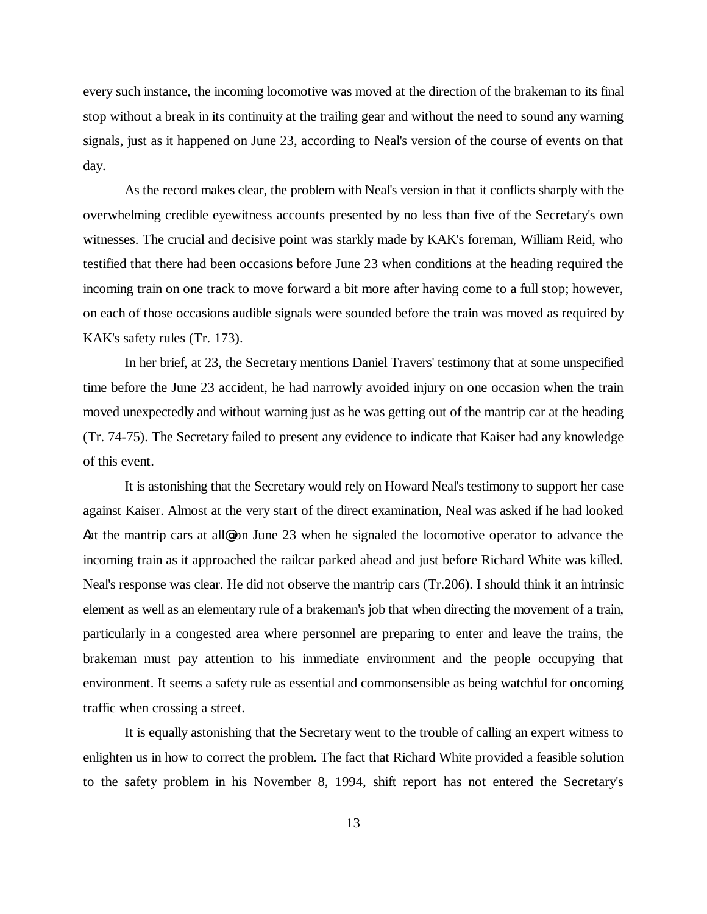every such instance, the incoming locomotive was moved at the direction of the brakeman to its final stop without a break in its continuity at the trailing gear and without the need to sound any warning signals, just as it happened on June 23, according to Neal's version of the course of events on that day.

As the record makes clear, the problem with Neal's version in that it conflicts sharply with the overwhelming credible eyewitness accounts presented by no less than five of the Secretary's own witnesses. The crucial and decisive point was starkly made by KAK's foreman, William Reid, who testified that there had been occasions before June 23 when conditions at the heading required the incoming train on one track to move forward a bit more after having come to a full stop; however, on each of those occasions audible signals were sounded before the train was moved as required by KAK's safety rules (Tr. 173).

In her brief, at 23, the Secretary mentions Daniel Travers' testimony that at some unspecified time before the June 23 accident, he had narrowly avoided injury on one occasion when the train moved unexpectedly and without warning just as he was getting out of the mantrip car at the heading (Tr. 74-75). The Secretary failed to present any evidence to indicate that Kaiser had any knowledge of this event.

It is astonishing that the Secretary would rely on Howard Neal's testimony to support her case against Kaiser. Almost at the very start of the direct examination, Neal was asked if he had looked Aat the mantrip cars at all@ on June 23 when he signaled the locomotive operator to advance the incoming train as it approached the railcar parked ahead and just before Richard White was killed. Neal's response was clear. He did not observe the mantrip cars (Tr.206). I should think it an intrinsic element as well as an elementary rule of a brakeman's job that when directing the movement of a train, particularly in a congested area where personnel are preparing to enter and leave the trains, the brakeman must pay attention to his immediate environment and the people occupying that environment. It seems a safety rule as essential and commonsensible as being watchful for oncoming traffic when crossing a street.

It is equally astonishing that the Secretary went to the trouble of calling an expert witness to enlighten us in how to correct the problem. The fact that Richard White provided a feasible solution to the safety problem in his November 8, 1994, shift report has not entered the Secretary's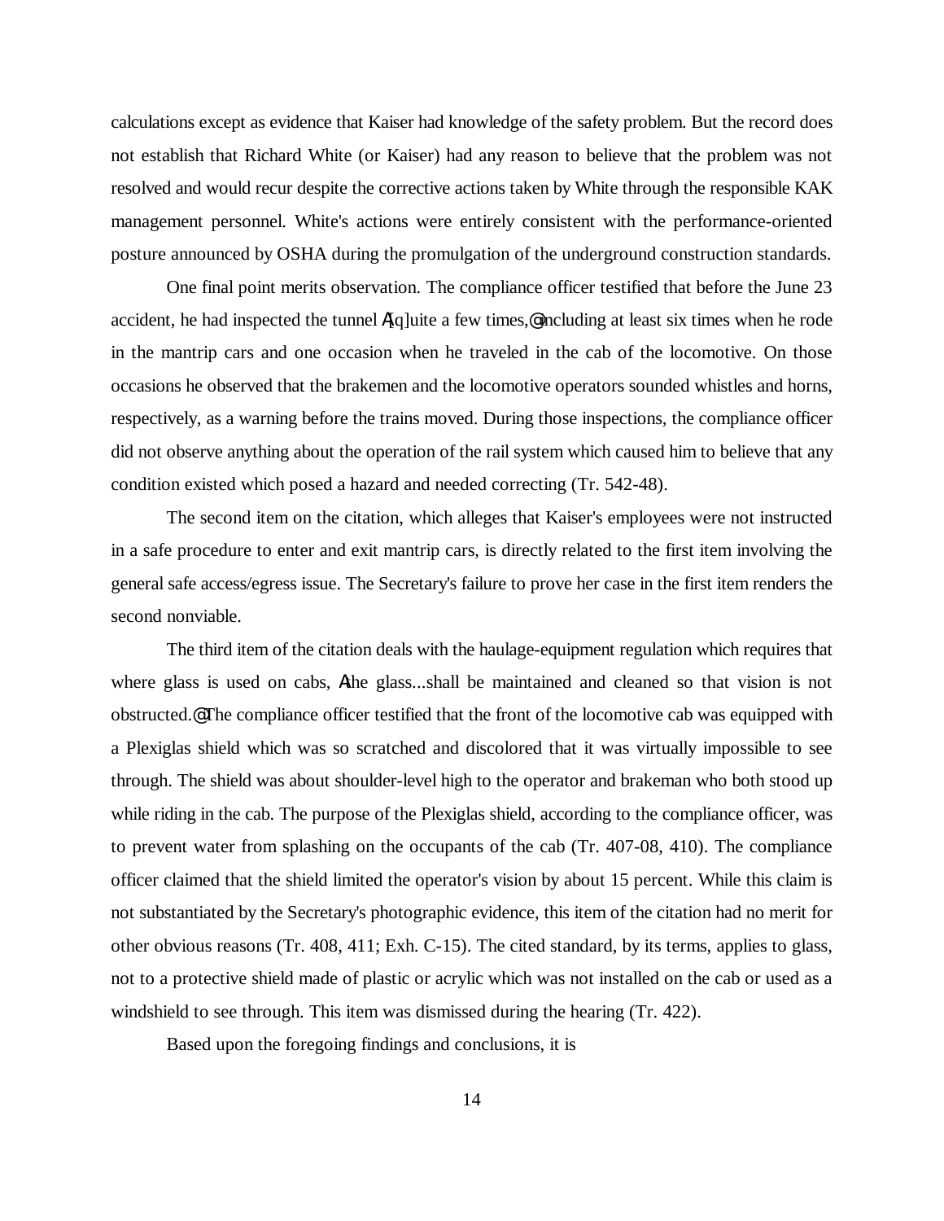calculations except as evidence that Kaiser had knowledge of the safety problem. But the record does not establish that Richard White (or Kaiser) had any reason to believe that the problem was not resolved and would recur despite the corrective actions taken by White through the responsible KAK management personnel. White's actions were entirely consistent with the performance-oriented posture announced by OSHA during the promulgation of the underground construction standards.

One final point merits observation. The compliance officer testified that before the June 23 accident, he had inspected the tunnel A[q]uite a few times,@ including at least six times when he rode in the mantrip cars and one occasion when he traveled in the cab of the locomotive. On those occasions he observed that the brakemen and the locomotive operators sounded whistles and horns, respectively, as a warning before the trains moved. During those inspections, the compliance officer did not observe anything about the operation of the rail system which caused him to believe that any condition existed which posed a hazard and needed correcting (Tr. 542-48).

The second item on the citation, which alleges that Kaiser's employees were not instructed in a safe procedure to enter and exit mantrip cars, is directly related to the first item involving the general safe access/egress issue. The Secretary's failure to prove her case in the first item renders the second nonviable.

The third item of the citation deals with the haulage-equipment regulation which requires that where glass is used on cabs, Athe glass...shall be maintained and cleaned so that vision is not obstructed.@ The compliance officer testified that the front of the locomotive cab was equipped with a Plexiglas shield which was so scratched and discolored that it was virtually impossible to see through. The shield was about shoulder-level high to the operator and brakeman who both stood up while riding in the cab. The purpose of the Plexiglas shield, according to the compliance officer, was to prevent water from splashing on the occupants of the cab (Tr. 407-08, 410). The compliance officer claimed that the shield limited the operator's vision by about 15 percent. While this claim is not substantiated by the Secretary's photographic evidence, this item of the citation had no merit for other obvious reasons (Tr. 408, 411; Exh. C-15). The cited standard, by its terms, applies to glass, not to a protective shield made of plastic or acrylic which was not installed on the cab or used as a windshield to see through. This item was dismissed during the hearing (Tr. 422).

Based upon the foregoing findings and conclusions, it is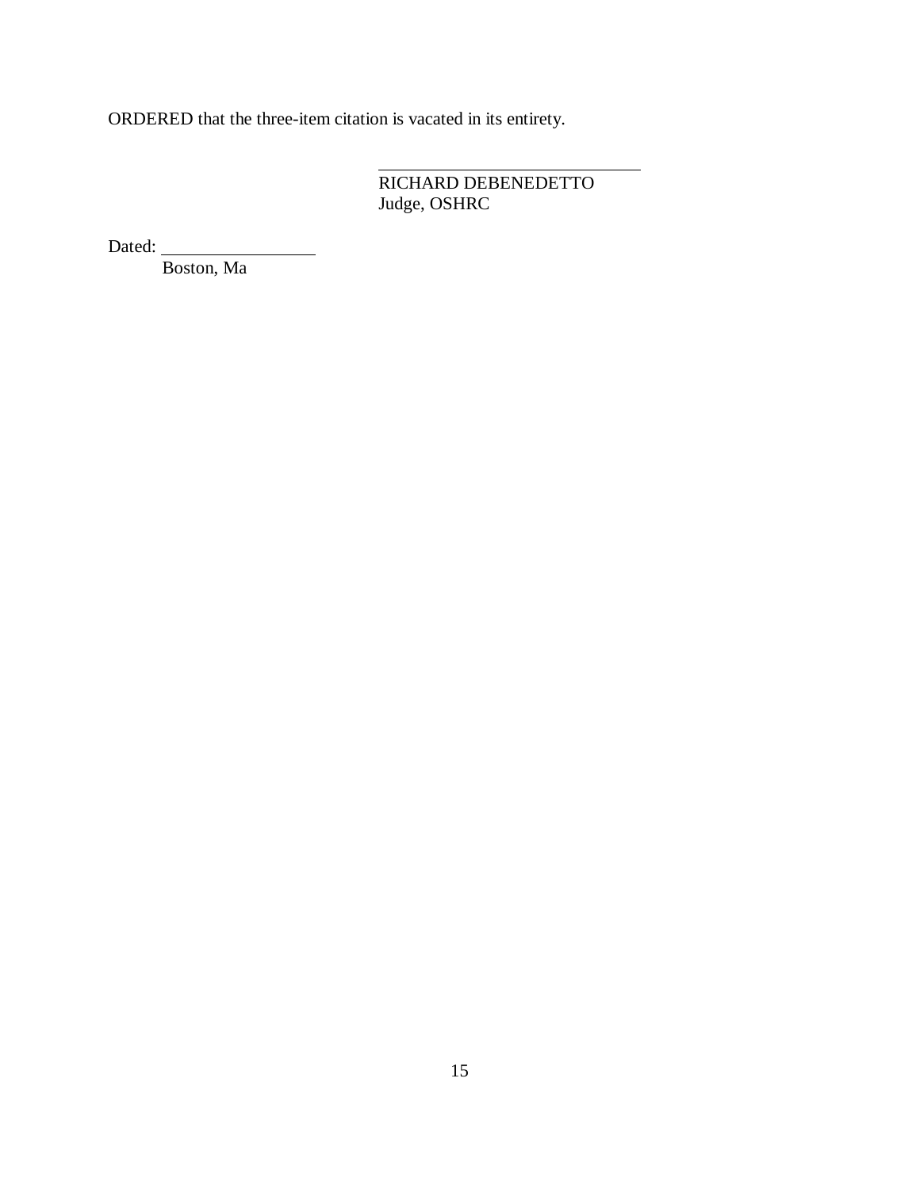ORDERED that the three-item citation is vacated in its entirety.

RICHARD DEBENEDETTO
Judge, OSHRC

Dated: \_\_\_\_\_\_\_\_\_\_\_\_\_\_\_\_
Boston, Ma